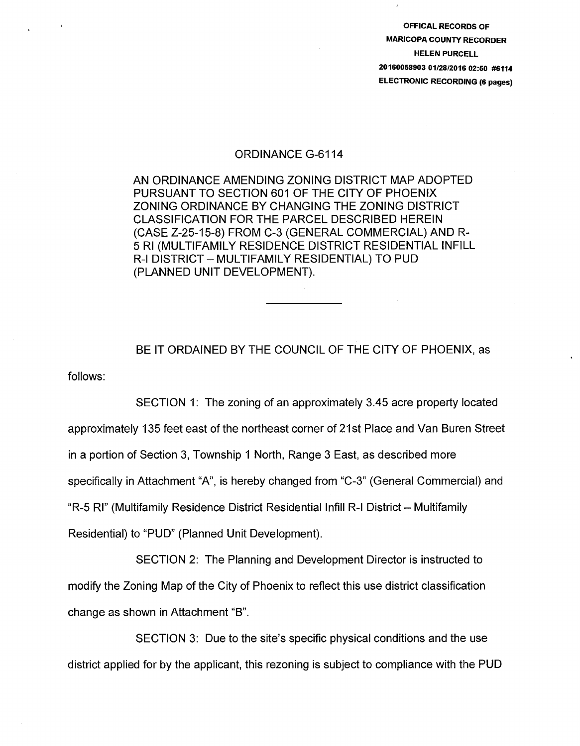OFFICAL RECORDS OF
MARICOPA COUNTY RECORDER
HELEN PURCELL
20160058903 01/28/2016 02:50 #6114
ELECTRONIC RECORDING (6 pages)

# ORDINANCE G-6114

AN ORDINANCE AMENDING ZONING DISTRICT MAP ADOPTED PURSUANT TO SECTION 601 OF THE CITY OF PHOENIX ZONING ORDINANCE BY CHANGING THE ZONING DISTRICT CLASSIFICATION FOR THE PARCEL DESCRIBED HEREIN (CASE Z-25-15-8) FROM C-3 (GENERAL COMMERCIAL) AND R-5 RI (MULTIFAMILY RESIDENCE DISTRICT RESIDENTIAL INFILL R-I DISTRICT – MULTIFAMILY RESIDENTIAL) TO PUD (PLANNED UNIT DEVELOPMENT).

---

BE IT ORDAINED BY THE COUNCIL OF THE CITY OF PHOENIX, as follows:

SECTION 1: The zoning of an approximately 3.45 acre property located approximately 135 feet east of the northeast corner of 21st Place and Van Buren Street in a portion of Section 3, Township 1 North, Range 3 East, as described more specifically in Attachment "A", is hereby changed from "C-3" (General Commercial) and "R-5 RI" (Multifamily Residence District Residential Infill R-I District – Multifamily Residential) to "PUD" (Planned Unit Development).

SECTION 2: The Planning and Development Director is instructed to modify the Zoning Map of the City of Phoenix to reflect this use district classification change as shown in Attachment "B".

SECTION 3: Due to the site's specific physical conditions and the use district applied for by the applicant, this rezoning is subject to compliance with the PUD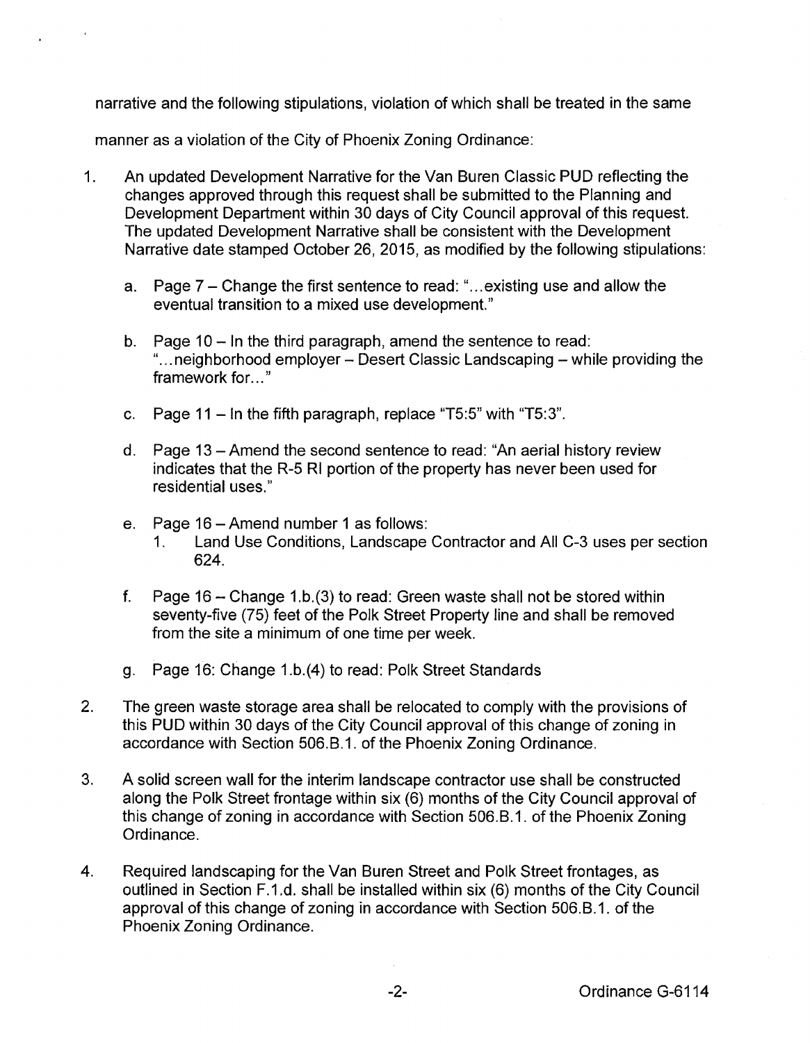narrative and the following stipulations, violation of which shall be treated in the same manner as a violation of the City of Phoenix Zoning Ordinance:

1. An updated Development Narrative for the Van Buren Classic PUD reflecting the changes approved through this request shall be submitted to the Planning and Development Department within 30 days of City Council approval of this request. The updated Development Narrative shall be consistent with the Development Narrative date stamped October 26, 2015, as modified by the following stipulations:

   a. Page 7 – Change the first sentence to read: "...existing use and allow the eventual transition to a mixed use development."

   b. Page 10 – In the third paragraph, amend the sentence to read: "...neighborhood employer – Desert Classic Landscaping – while providing the framework for..."

   c. Page 11 – In the fifth paragraph, replace "T5:5" with "T5:3".

   d. Page 13 – Amend the second sentence to read: "An aerial history review indicates that the R-5 RI portion of the property has never been used for residential uses."

   e. Page 16 – Amend number 1 as follows:
      1. Land Use Conditions, Landscape Contractor and All C-3 uses per section 624.

   f. Page 16 – Change 1.b.(3) to read: Green waste shall not be stored within seventy-five (75) feet of the Polk Street Property line and shall be removed from the site a minimum of one time per week.

   g. Page 16: Change 1.b.(4) to read: Polk Street Standards

2. The green waste storage area shall be relocated to comply with the provisions of this PUD within 30 days of the City Council approval of this change of zoning in accordance with Section 506.B.1. of the Phoenix Zoning Ordinance.

3. A solid screen wall for the interim landscape contractor use shall be constructed along the Polk Street frontage within six (6) months of the City Council approval of this change of zoning in accordance with Section 506.B.1. of the Phoenix Zoning Ordinance.

4. Required landscaping for the Van Buren Street and Polk Street frontages, as outlined in Section F.1.d. shall be installed within six (6) months of the City Council approval of this change of zoning in accordance with Section 506.B.1. of the Phoenix Zoning Ordinance.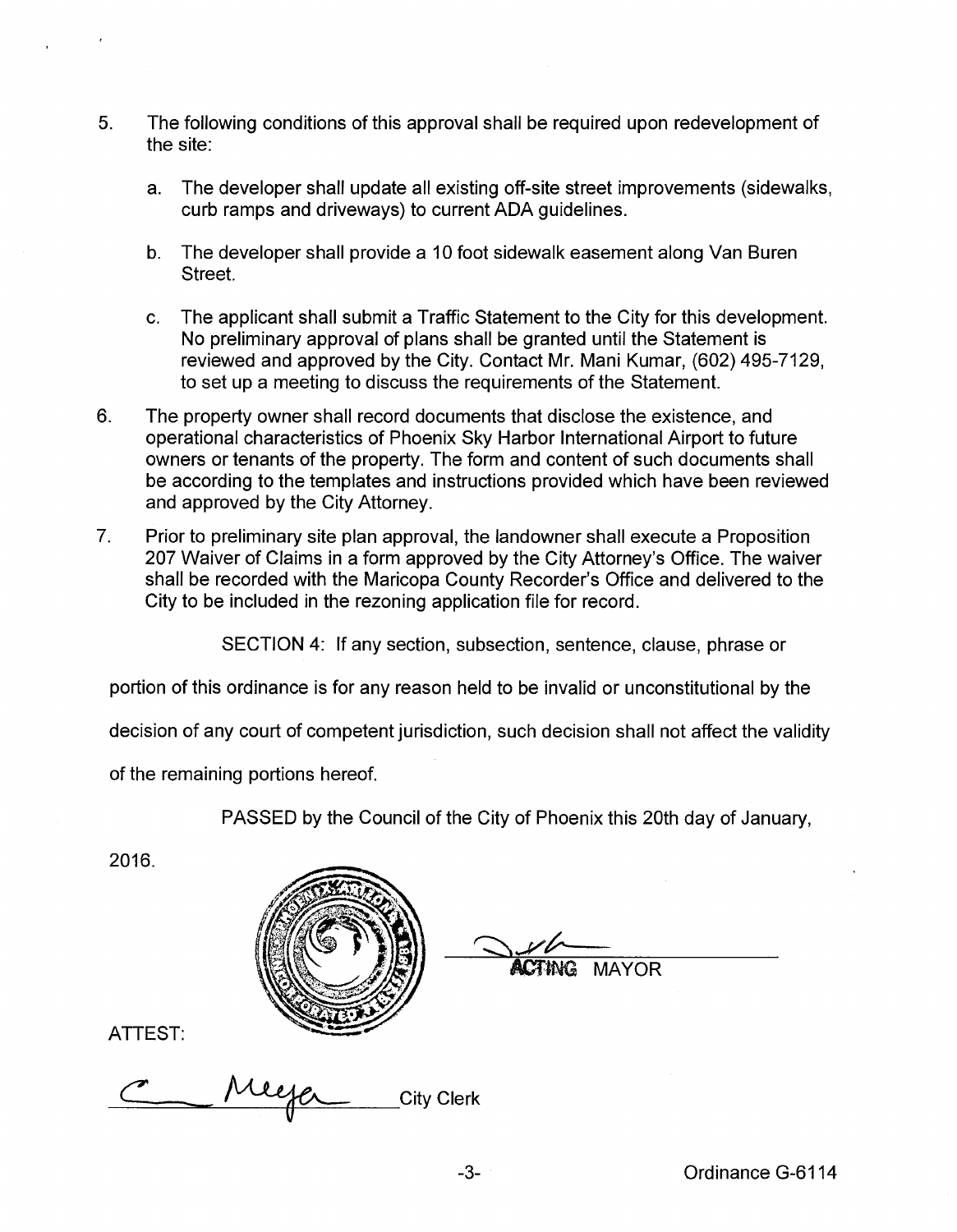5. The following conditions of this approval shall be required upon redevelopment of the site:

   a. The developer shall update all existing off-site street improvements (sidewalks, curb ramps and driveways) to current ADA guidelines.

   b. The developer shall provide a 10 foot sidewalk easement along Van Buren Street.

   c. The applicant shall submit a Traffic Statement to the City for this development. No preliminary approval of plans shall be granted until the Statement is reviewed and approved by the City. Contact Mr. Mani Kumar, (602) 495-7129, to set up a meeting to discuss the requirements of the Statement.

6. The property owner shall record documents that disclose the existence, and operational characteristics of Phoenix Sky Harbor International Airport to future owners or tenants of the property. The form and content of such documents shall be according to the templates and instructions provided which have been reviewed and approved by the City Attorney.

7. Prior to preliminary site plan approval, the landowner shall execute a Proposition 207 Waiver of Claims in a form approved by the City Attorney's Office. The waiver shall be recorded with the Maricopa County Recorder's Office and delivered to the City to be included in the rezoning application file for record.

SECTION 4: If any section, subsection, sentence, clause, phrase or portion of this ordinance is for any reason held to be invalid or unconstitutional by the decision of any court of competent jurisdiction, such decision shall not affect the validity of the remaining portions hereof.

PASSED by the Council of the City of Phoenix this 20th day of January, 2016.

ACTING MAYOR

ATTEST:

City Clerk

Ordinance G-6114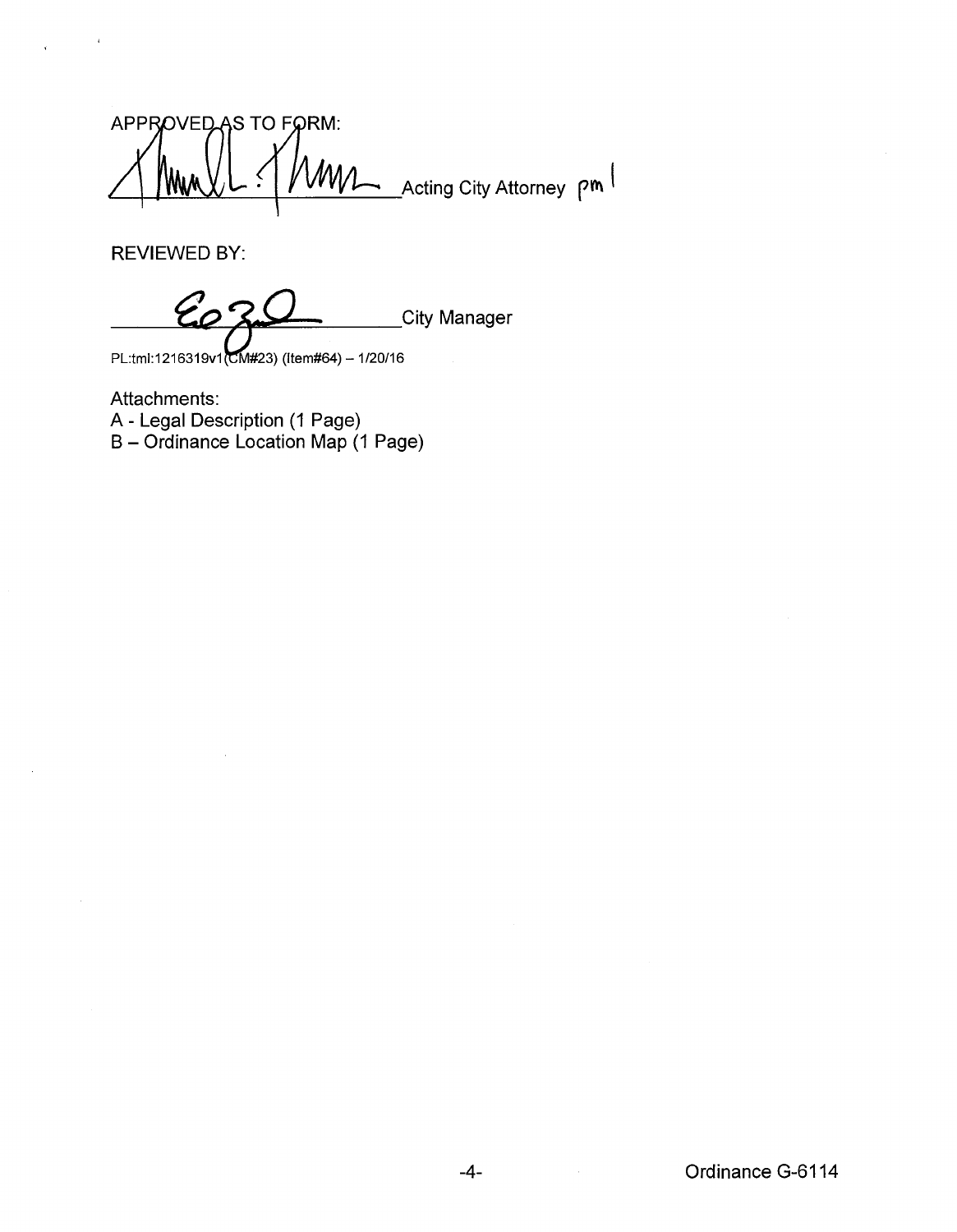APPROVED AS TO FORM:

\_\_\_\_\_\_\_\_\_\_\_\_\_\_\_\_\_\_\_\_\_\_\_\_\_\_\_\_\_\_Acting City Attorney pml

REVIEWED BY:

\_\_\_\_\_\_\_\_\_\_\_\_\_\_\_\_\_\_\_\_\_\_\_\_\_\_\_\_\_\_City Manager

PL:tml:1216319v1(CM#23) (Item#64) – 1/20/16

Attachments:
A - Legal Description (1 Page)
B – Ordinance Location Map (1 Page)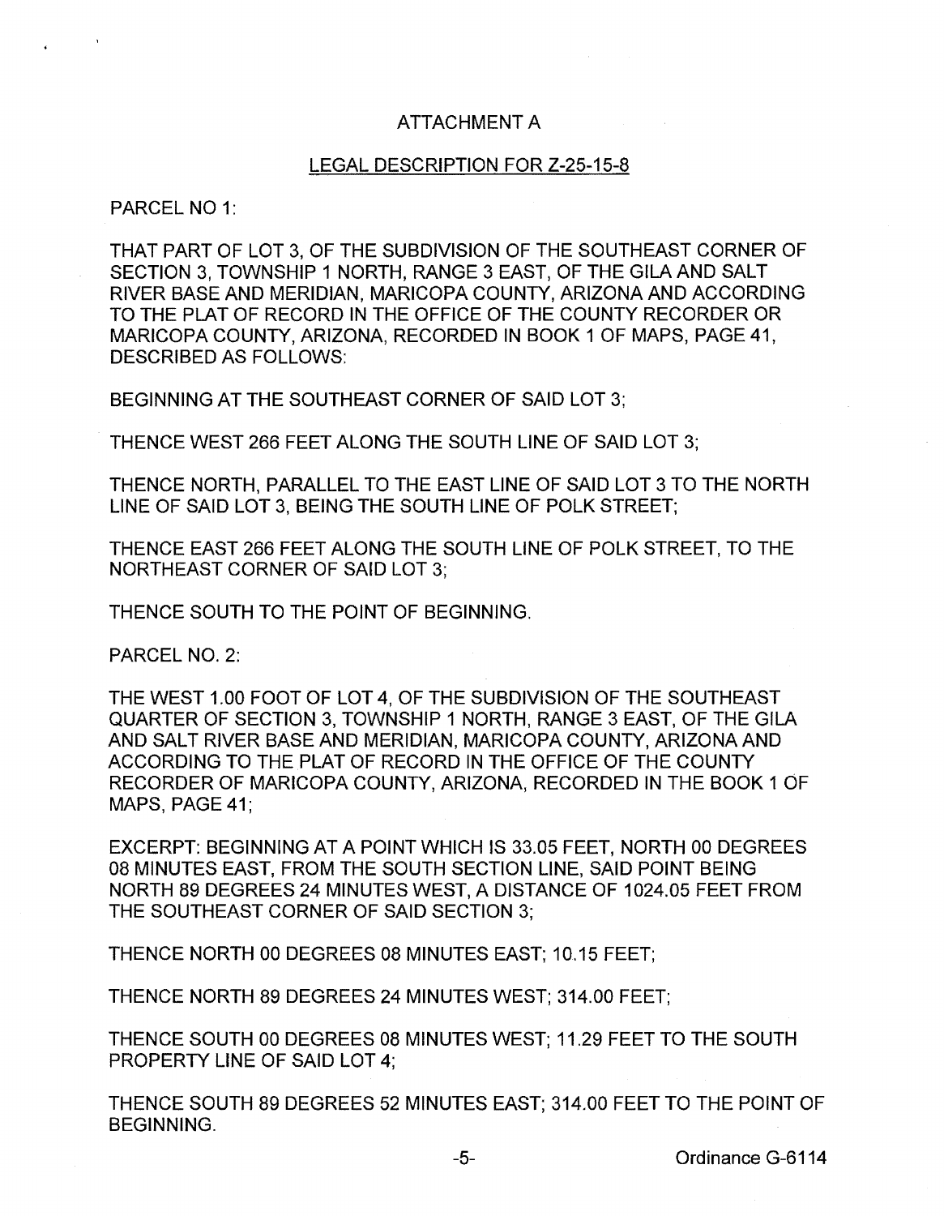## ATTACHMENT A

### LEGAL DESCRIPTION FOR Z-25-15-8

PARCEL NO 1:

THAT PART OF LOT 3, OF THE SUBDIVISION OF THE SOUTHEAST CORNER OF SECTION 3, TOWNSHIP 1 NORTH, RANGE 3 EAST, OF THE GILA AND SALT RIVER BASE AND MERIDIAN, MARICOPA COUNTY, ARIZONA AND ACCORDING TO THE PLAT OF RECORD IN THE OFFICE OF THE COUNTY RECORDER OR MARICOPA COUNTY, ARIZONA, RECORDED IN BOOK 1 OF MAPS, PAGE 41, DESCRIBED AS FOLLOWS:

BEGINNING AT THE SOUTHEAST CORNER OF SAID LOT 3;

THENCE WEST 266 FEET ALONG THE SOUTH LINE OF SAID LOT 3;

THENCE NORTH, PARALLEL TO THE EAST LINE OF SAID LOT 3 TO THE NORTH LINE OF SAID LOT 3, BEING THE SOUTH LINE OF POLK STREET;

THENCE EAST 266 FEET ALONG THE SOUTH LINE OF POLK STREET, TO THE NORTHEAST CORNER OF SAID LOT 3;

THENCE SOUTH TO THE POINT OF BEGINNING.

PARCEL NO. 2:

THE WEST 1.00 FOOT OF LOT 4, OF THE SUBDIVISION OF THE SOUTHEAST QUARTER OF SECTION 3, TOWNSHIP 1 NORTH, RANGE 3 EAST, OF THE GILA AND SALT RIVER BASE AND MERIDIAN, MARICOPA COUNTY, ARIZONA AND ACCORDING TO THE PLAT OF RECORD IN THE OFFICE OF THE COUNTY RECORDER OF MARICOPA COUNTY, ARIZONA, RECORDED IN THE BOOK 1 OF MAPS, PAGE 41;

EXCERPT: BEGINNING AT A POINT WHICH IS 33.05 FEET, NORTH 00 DEGREES 08 MINUTES EAST, FROM THE SOUTH SECTION LINE, SAID POINT BEING NORTH 89 DEGREES 24 MINUTES WEST, A DISTANCE OF 1024.05 FEET FROM THE SOUTHEAST CORNER OF SAID SECTION 3;

THENCE NORTH 00 DEGREES 08 MINUTES EAST; 10.15 FEET;

THENCE NORTH 89 DEGREES 24 MINUTES WEST; 314.00 FEET;

THENCE SOUTH 00 DEGREES 08 MINUTES WEST; 11.29 FEET TO THE SOUTH PROPERTY LINE OF SAID LOT 4;

THENCE SOUTH 89 DEGREES 52 MINUTES EAST; 314.00 FEET TO THE POINT OF BEGINNING.

Ordinance G-6114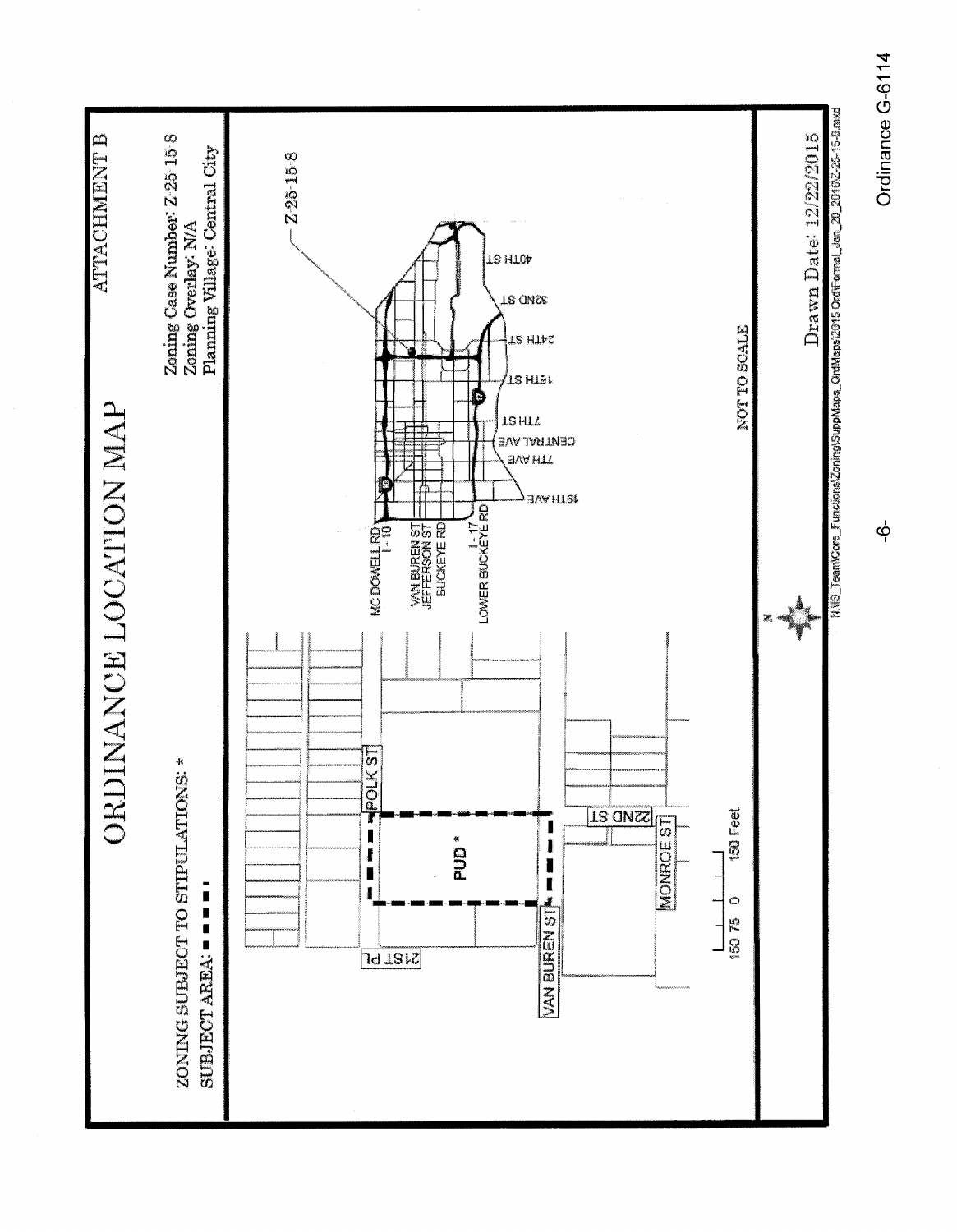# ORDINANCE LOCATION MAP

ATTACHMENT B

ZONING SUBJECT TO STIPULATIONS: *

SUBJECT AREA: ■ ■ ■ ■ ■

Zoning Case Number: Z-25-15-8
Zoning Overlay: N/A
Planning Village: Central City

POLK ST

21ST PL

PUD *

22ND ST

VAN BUREN ST

MONROE ST

150 75 0 150 Feet

Z-25-15-8

MC DOWELL RD
I - 10
VAN BUREN ST
JEFFERSON ST
BUCKEYE RD
I - 17
LOWER BUCKEYE RD

19TH AVE
7TH AVE
CENTRAL AVE
7TH ST
16TH ST
24TH ST
32ND ST
40TH ST

NOT TO SCALE

N

Drawn Date: 12/22/2015

N:\IS_Team\Core_Functions\Zoning\SuppMaps_OrdMaps\2015 Ord\Formal_Jan_20_2016\Z-25-15-8.mxd

Ordinance G-6114